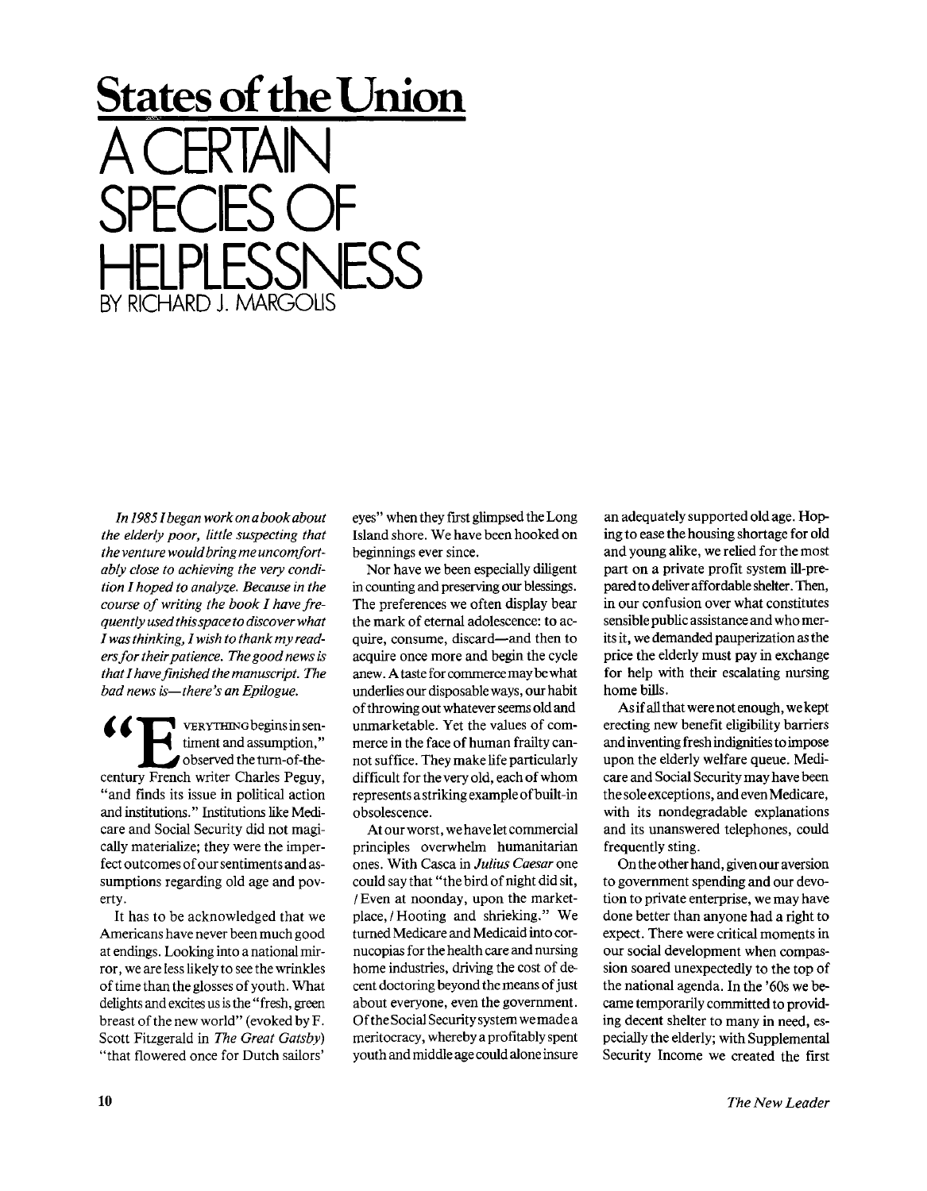## States of the Union

# A CERTAIN SPECIES OF HELPLESSNESS

BY RICHARD J. MARGOLIS

*In 1985 I began work on a book about the elderly poor, little suspecting that the venture would bring me uncomfortably close to achieving the very condition I hoped to analyze. Because in the course of writing the book I have frequently used this space to discover what I was thinking, I wish to thank my readers for their patience. The good news is that I have finished the manuscript. The bad news is—there's an Epilogue.*

"EVERYTHING begins in sentiment and assumption," observed the turn-of-the-century French writer Charles Peguy, "and finds its issue in political action and institutions." Institutions like Medicare and Social Security did not magically materialize; they were the imperfect outcomes of our sentiments and assumptions regarding old age and poverty.

It has to be acknowledged that we Americans have never been much good at endings. Looking into a national mirror, we are less likely to see the wrinkles of time than the glosses of youth. What delights and excites us is the "fresh, green breast of the new world" (evoked by F. Scott Fitzgerald in *The Great Gatsby*) "that flowered once for Dutch sailors' eyes" when they first glimpsed the Long Island shore. We have been hooked on beginnings ever since.

Nor have we been especially diligent in counting and preserving our blessings. The preferences we often display bear the mark of eternal adolescence: to acquire, consume, discard—and then to acquire once more and begin the cycle anew. A taste for commerce may be what underlies our disposable ways, our habit of throwing out whatever seems old and unmarketable. Yet the values of commerce in the face of human frailty cannot suffice. They make life particularly difficult for the very old, each of whom represents a striking example of built-in obsolescence.

At our worst, we have let commercial principles overwhelm humanitarian ones. With Casca in *Julius Caesar* one could say that "the bird of night did sit, / Even at noonday, upon the market-place, / Hooting and shrieking." We turned Medicare and Medicaid into cornucopias for the health care and nursing home industries, driving the cost of decent doctoring beyond the means of just about everyone, even the government. Of the Social Security system we made a meritocracy, whereby a profitably spent youth and middle age could alone insure an adequately supported old age. Hoping to ease the housing shortage for old and young alike, we relied for the most part on a private profit system ill-prepared to deliver affordable shelter. Then, in our confusion over what constitutes sensible public assistance and who merits it, we demanded pauperization as the price the elderly must pay in exchange for help with their escalating nursing home bills.

As if all that were not enough, we kept erecting new benefit eligibility barriers and inventing fresh indignities to impose upon the elderly welfare queue. Medicare and Social Security may have been the sole exceptions, and even Medicare, with its nondegradable explanations and its unanswered telephones, could frequently sting.

On the other hand, given our aversion to government spending and our devotion to private enterprise, we may have done better than anyone had a right to expect. There were critical moments in our social development when compassion soared unexpectedly to the top of the national agenda. In the '60s we became temporarily committed to providing decent shelter to many in need, especially the elderly; with Supplemental Security Income we created the first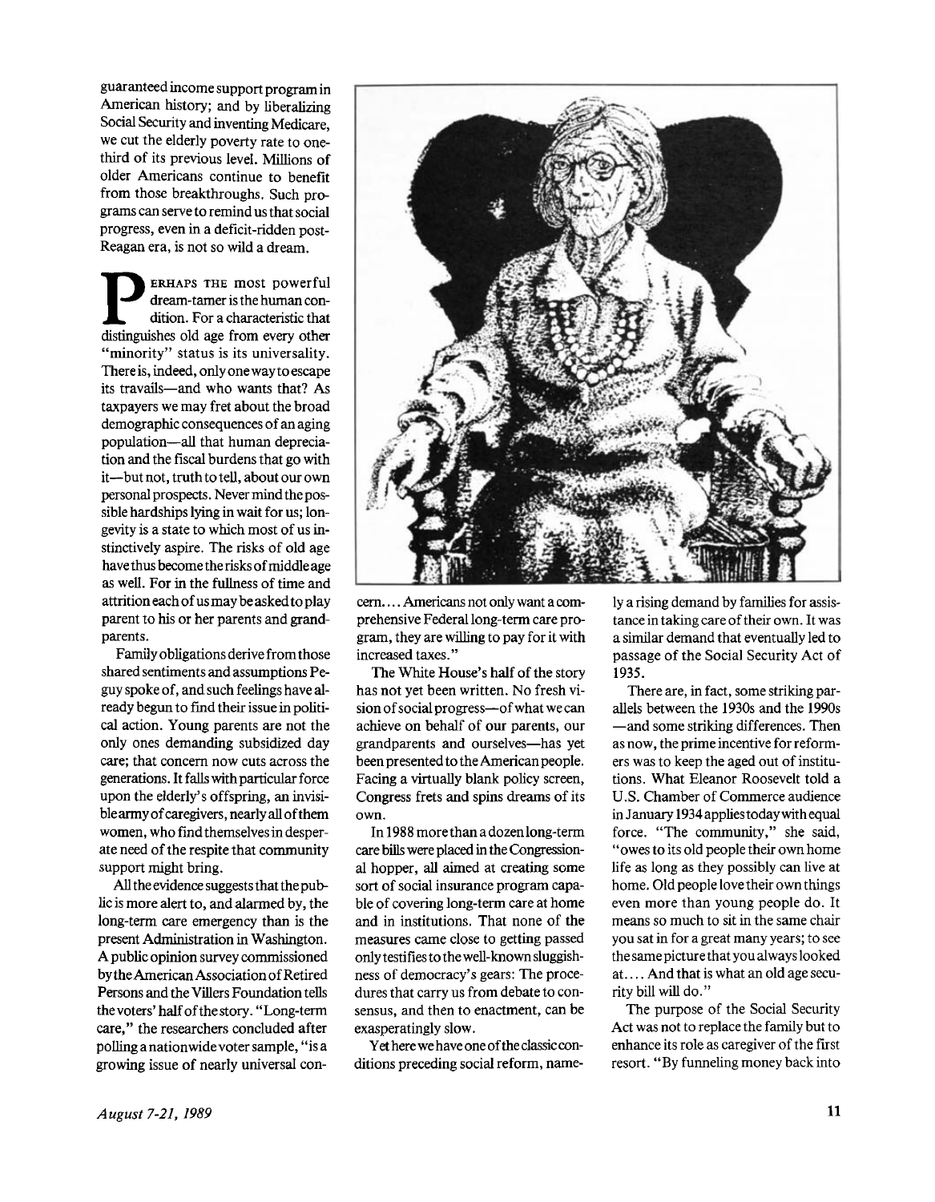guaranteed income support program in American history; and by liberalizing Social Security and inventing Medicare, we cut the elderly poverty rate to one-third of its previous level. Millions of older Americans continue to benefit from those breakthroughs. Such programs can serve to remind us that social progress, even in a deficit-ridden post-Reagan era, is not so wild a dream.

PERHAPS THE most powerful dream-tamer is the human condition. For a characteristic that distinguishes old age from every other "minority" status is its universality. There is, indeed, only one way to escape its travails—and who wants that? As taxpayers we may fret about the broad demographic consequences of an aging population—all that human depreciation and the fiscal burdens that go with it—but not, truth to tell, about our own personal prospects. Never mind the possible hardships lying in wait for us; longevity is a state to which most of us instinctively aspire. The risks of old age have thus become the risks of middle age as well. For in the fullness of time and attrition each of us may be asked to play parent to his or her parents and grandparents.

Family obligations derive from those shared sentiments and assumptions Peguy spoke of, and such feelings have already begun to find their issue in political action. Young parents are not the only ones demanding subsidized day care; that concern now cuts across the generations. It falls with particular force upon the elderly's offspring, an invisible army of caregivers, nearly all of them women, who find themselves in desperate need of the respite that community support might bring.

All the evidence suggests that the public is more alert to, and alarmed by, the long-term care emergency than is the present Administration in Washington. A public opinion survey commissioned by the American Association of Retired Persons and the Villers Foundation tells the voters' half of the story. "Long-term care," the researchers concluded after polling a nationwide voter sample, "is a growing issue of nearly universal concern.... Americans not only want a comprehensive Federal long-term care program, they are willing to pay for it with increased taxes."

The White House's half of the story has not yet been written. No fresh vision of social progress—of what we can achieve on behalf of our parents, our grandparents and ourselves—has yet been presented to the American people. Facing a virtually blank policy screen, Congress frets and spins dreams of its own.

In 1988 more than a dozen long-term care bills were placed in the Congressional hopper, all aimed at creating some sort of social insurance program capable of covering long-term care at home and in institutions. That none of the measures came close to getting passed only testifies to the well-known sluggishness of democracy's gears: The procedures that carry us from debate to consensus, and then to enactment, can be exasperatingly slow.

Yet here we have one of the classic conditions preceding social reform, namely a rising demand by families for assistance in taking care of their own. It was a similar demand that eventually led to passage of the Social Security Act of 1935.

There are, in fact, some striking parallels between the 1930s and the 1990s —and some striking differences. Then as now, the prime incentive for reformers was to keep the aged out of institutions. What Eleanor Roosevelt told a U.S. Chamber of Commerce audience in January 1934 applies today with equal force. "The community," she said, "owes to its old people their own home life as long as they possibly can live at home. Old people love their own things even more than young people do. It means so much to sit in the same chair you sat in for a great many years; to see the same picture that you always looked at.... And that is what an old age security bill will do."

The purpose of the Social Security Act was not to replace the family but to enhance its role as caregiver of the first resort. "By funneling money back into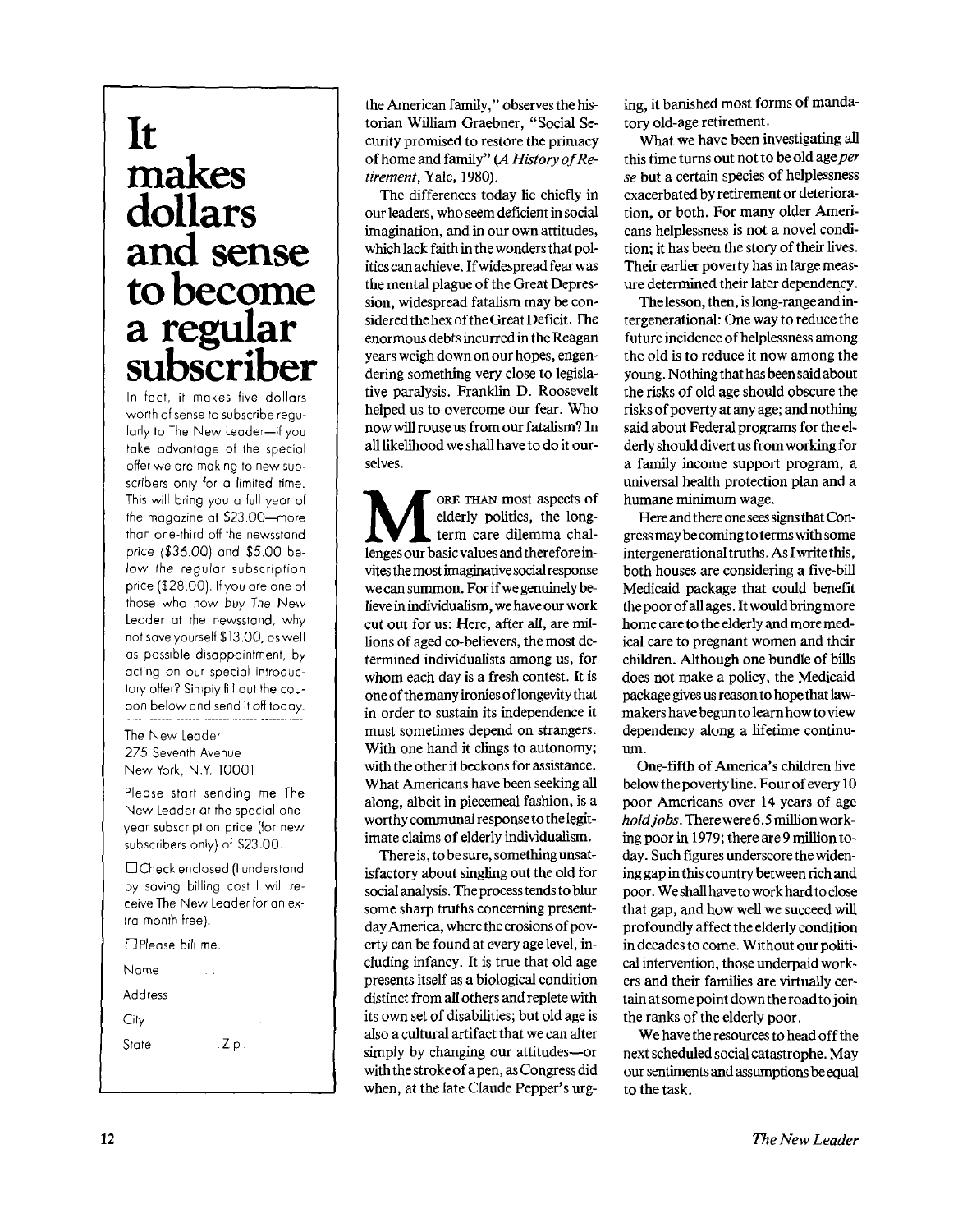the American family," observes the historian William Graebner, "Social Security promised to restore the primacy of home and family" (*A History of Retirement*, Yale, 1980).

The differences today lie chiefly in our leaders, who seem deficient in social imagination, and in our own attitudes, which lack faith in the wonders that politics can achieve. If widespread fear was the mental plague of the Great Depression, widespread fatalism may be considered the hex of the Great Deficit. The enormous debts incurred in the Reagan years weigh down on our hopes, engendering something very close to legislative paralysis. Franklin D. Roosevelt helped us to overcome our fear. Who now will rouse us from our fatalism? In all likelihood we shall have to do it ourselves.

MORE THAN most aspects of elderly politics, the long-term care dilemma challenges our basic values and therefore invites the most imaginative social response we can summon. For if we genuinely believe in individualism, we have our work cut out for us: Here, after all, are millions of aged co-believers, the most determined individualists among us, for whom each day is a fresh contest. It is one of the many ironies of longevity that in order to sustain its independence it must sometimes depend on strangers. With one hand it clings to autonomy; with the other it beckons for assistance. What Americans have been seeking all along, albeit in piecemeal fashion, is a worthy communal response to the legitimate claims of elderly individualism.

There is, to be sure, something unsatisfactory about singling out the old for social analysis. The process tends to blur some sharp truths concerning present-day America, where the erosions of poverty can be found at every age level, including infancy. It is true that old age presents itself as a biological condition distinct from all others and replete with its own set of disabilities; but old age is also a cultural artifact that we can alter simply by changing our attitudes—or with the stroke of a pen, as Congress did when, at the late Claude Pepper's urging, it banished most forms of mandatory old-age retirement.

What we have been investigating all this time turns out not to be old age *per se* but a certain species of helplessness exacerbated by retirement or deterioration, or both. For many older Americans helplessness is not a novel condition; it has been the story of their lives. Their earlier poverty has in large measure determined their later dependency.

The lesson, then, is long-range and intergenerational: One way to reduce the future incidence of helplessness among the old is to reduce it now among the young. Nothing that has been said about the risks of old age should obscure the risks of poverty at any age; and nothing said about Federal programs for the elderly should divert us from working for a family income support program, a universal health protection plan and a humane minimum wage.

Here and there one sees signs that Congress may be coming to terms with some intergenerational truths. As I write this, both houses are considering a five-bill Medicaid package that could benefit the poor of all ages. It would bring more home care to the elderly and more medical care to pregnant women and their children. Although one bundle of bills does not make a policy, the Medicaid package gives us reason to hope that lawmakers have begun to learn how to view dependency along a lifetime continuum.

One-fifth of America's children live below the poverty line. Four of every 10 poor Americans over 14 years of age *hold jobs*. There were 6.5 million working poor in 1979; there are 9 million today. Such figures underscore the widening gap in this country between rich and poor. We shall have to work hard to close that gap, and how well we succeed will profoundly affect the elderly condition in decades to come. Without our political intervention, those underpaid workers and their families are virtually certain at some point down the road to join the ranks of the elderly poor.

We have the resources to head off the next scheduled social catastrophe. May our sentiments and assumptions be equal to the task.

---

# It makes dollars and sense to become a regular subscriber

In fact, it makes five dollars worth of sense to subscribe regularly to The New Leader—if you take advantage of the special offer we are making to new subscribers only for a limited time. This will bring you a full year of the magazine at $23.00—more than one-third off the newsstand price ($36.00) and $5.00 below the regular subscription price ($28.00). If you are one of those who now buy The New Leader at the newsstand, why not save yourself $13.00, as well as possible disappointment, by acting on our special introductory offer? Simply fill out the coupon below and send it off today.

The New Leader
275 Seventh Avenue
New York, N.Y. 10001

Please start sending me The New Leader at the special one-year subscription price (for new subscribers only) of $23.00.

☐ Check enclosed (I understand by saving billing cost I will receive The New Leader for an extra month free).

☐ Please bill me.

Name

Address

City

State Zip